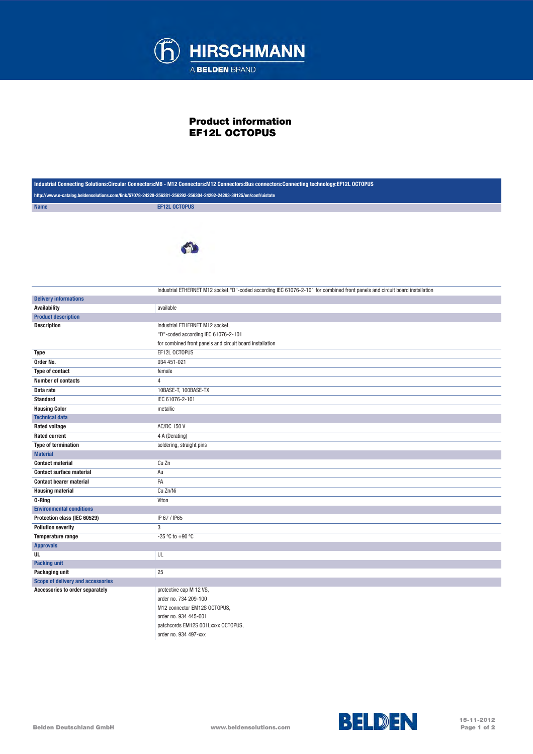# Product information
# EF12L OCTOPUS

**Industrial Connecting Solutions:Circular Connectors:M8 - M12 Connectors:M12 Connectors:Bus connectors:Connecting technology:EF12L OCTOPUS**

http://www.e-catalog.beldensolutions.com/link/57078-24228-256281-256292-256304-24292-24293-39125/en/conf/uistate

| Name | EF12L OCTOPUS |
|---|---|
| | Industrial ETHERNET M12 socket,"D"-coded according IEC 61076-2-101 for combined front panels and circuit board installation |
| **Delivery informations** | |
| Availability | available |
| **Product description** | |
| Description | Industrial ETHERNET M12 socket,<br>"D"-coded according IEC 61076-2-101<br>for combined front panels and circuit board installation |
| Type | EF12L OCTOPUS |
| Order No. | 934 451-021 |
| Type of contact | female |
| Number of contacts | 4 |
| Data rate | 10BASE-T, 100BASE-TX |
| Standard | IEC 61076-2-101 |
| Housing Color | metallic |
| **Technical data** | |
| Rated voltage | AC/DC 150 V |
| Rated current | 4 A (Derating) |
| Type of termination | soldering, straight pins |
| **Material** | |
| Contact material | Cu Zn |
| Contact surface material | Au |
| Contact bearer material | PA |
| Housing material | Cu Zn/Ni |
| O-Ring | Viton |
| **Environmental conditions** | |
| Protection class (IEC 60529) | IP 67 / IP65 |
| Pollution severity | 3 |
| Temperature range | -25 °C to +90 °C |
| **Approvals** | |
| UL | UL |
| **Packing unit** | |
| Packaging unit | 25 |
| **Scope of delivery and accessories** | |
| Accessories to order separately | protective cap M 12 VS,<br>order no. 734 209-100<br>M12 connector EM12S OCTOPUS,<br>order no. 934 445-001<br>patchcords EM12S 001Lxxxx OCTOPUS,<br>order no. 934 497-xxx |

Belden Deutschland GmbH www.beldensolutions.com 15-11-2012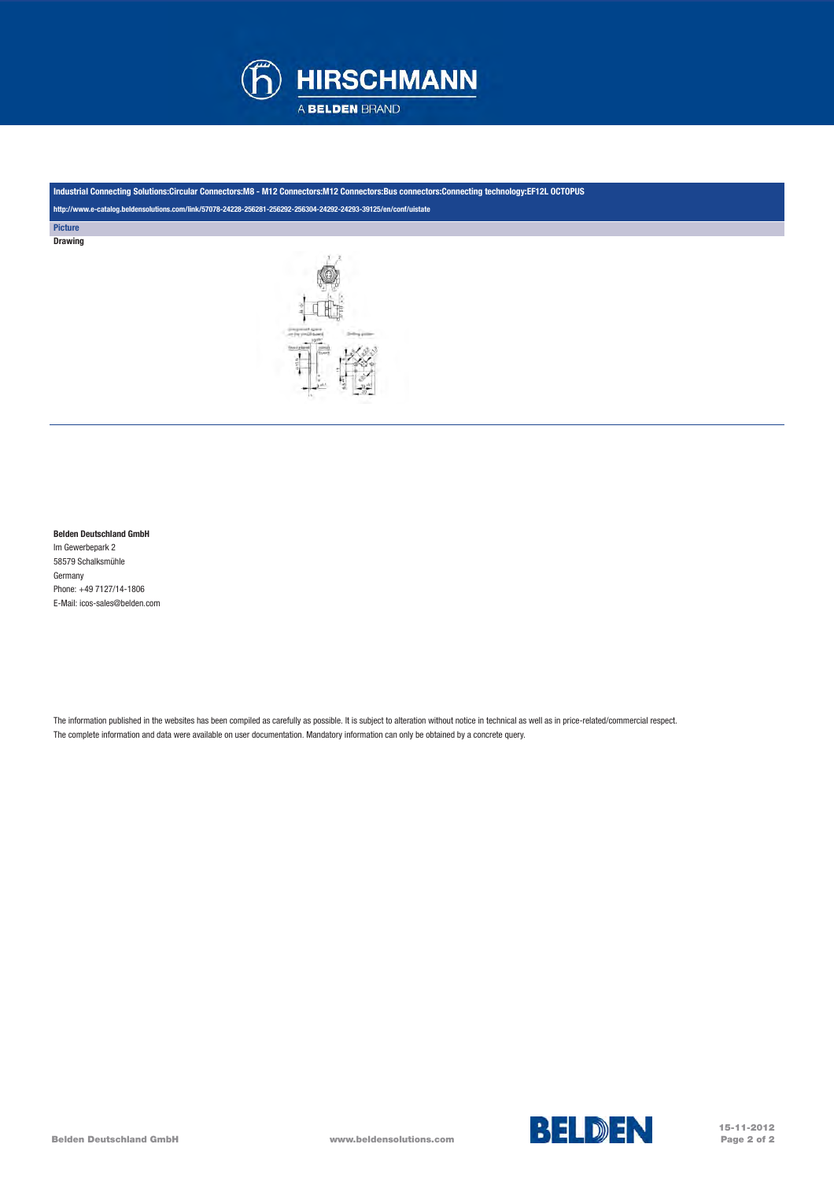**Industrial Connecting Solutions:Circular Connectors:M8 - M12 Connectors:M12 Connectors:Bus connectors:Connecting technology:EF12L OCTOPUS**

http://www.e-catalog.beldensolutions.com/link/57078-24228-256281-256292-256304-24292-24293-39125/en/conf/uistate

**Picture**

**Drawing**

**Belden Deutschland GmbH**
Im Gewerbepark 2
58579 Schalksmühle
Germany
Phone: +49 7127/14-1806
E-Mail: icos-sales@belden.com

The information published in the websites has been compiled as carefully as possible. It is subject to alteration without notice in technical as well as in price-related/commercial respect.
The complete information and data were available on user documentation. Mandatory information can only be obtained by a concrete query.